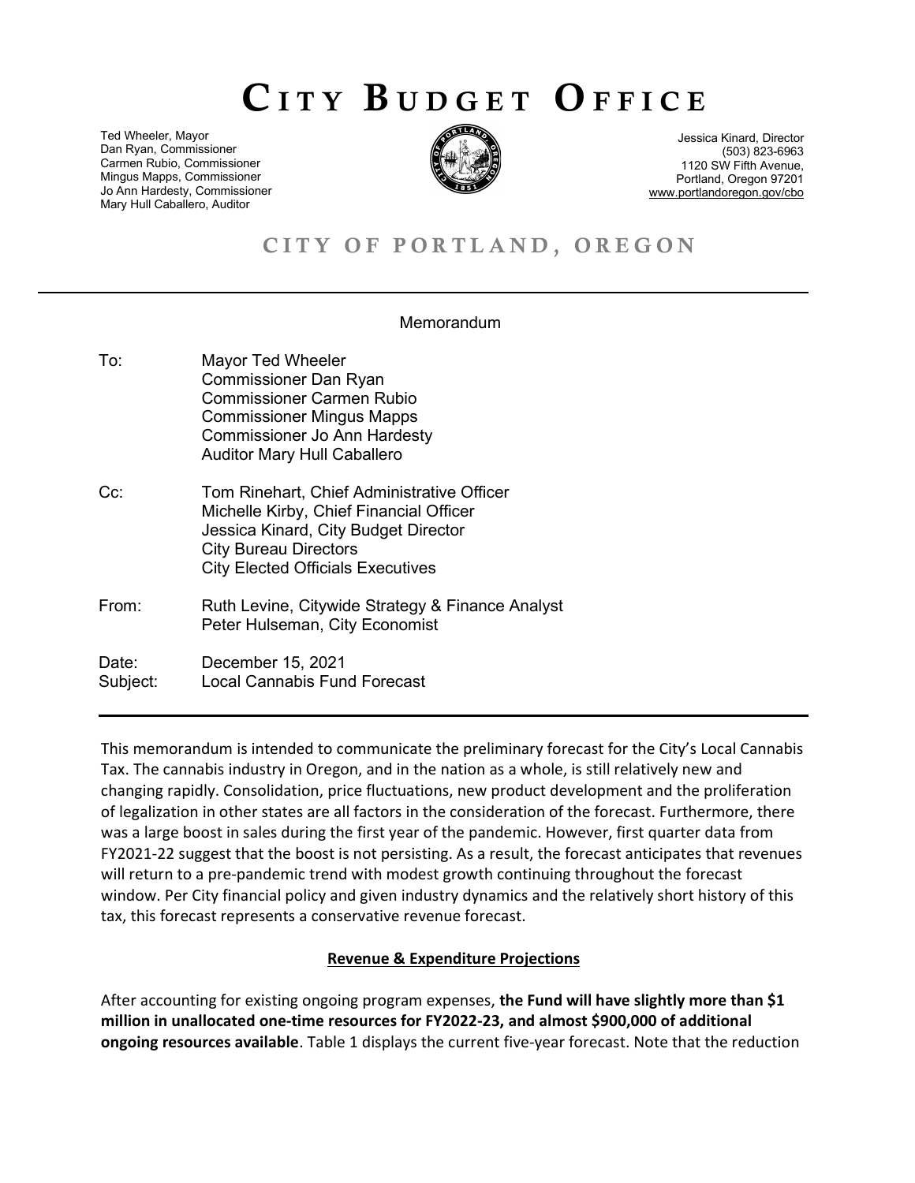# CITY BUDGET OFFICE

Ted Wheeler, Mayor
Dan Ryan, Commissioner
Carmen Rubio, Commissioner
Mingus Mapps, Commissioner
Jo Ann Hardesty, Commissioner
Mary Hull Caballero, Auditor

Jessica Kinard, Director
(503) 823-6963
1120 SW Fifth Avenue,
Portland, Oregon 97201
www.portlandoregon.gov/cbo

## CITY OF PORTLAND, OREGON

Memorandum

To: Mayor Ted Wheeler
Commissioner Dan Ryan
Commissioner Carmen Rubio
Commissioner Mingus Mapps
Commissioner Jo Ann Hardesty
Auditor Mary Hull Caballero

Cc: Tom Rinehart, Chief Administrative Officer
Michelle Kirby, Chief Financial Officer
Jessica Kinard, City Budget Director
City Bureau Directors
City Elected Officials Executives

From: Ruth Levine, Citywide Strategy & Finance Analyst
Peter Hulseman, City Economist

Date: December 15, 2021
Subject: Local Cannabis Fund Forecast

---

This memorandum is intended to communicate the preliminary forecast for the City's Local Cannabis Tax. The cannabis industry in Oregon, and in the nation as a whole, is still relatively new and changing rapidly. Consolidation, price fluctuations, new product development and the proliferation of legalization in other states are all factors in the consideration of the forecast. Furthermore, there was a large boost in sales during the first year of the pandemic. However, first quarter data from FY2021-22 suggest that the boost is not persisting. As a result, the forecast anticipates that revenues will return to a pre-pandemic trend with modest growth continuing throughout the forecast window. Per City financial policy and given industry dynamics and the relatively short history of this tax, this forecast represents a conservative revenue forecast.

### Revenue & Expenditure Projections

After accounting for existing ongoing program expenses, **the Fund will have slightly more than $1 million in unallocated one-time resources for FY2022-23, and almost $900,000 of additional ongoing resources available**. Table 1 displays the current five-year forecast. Note that the reduction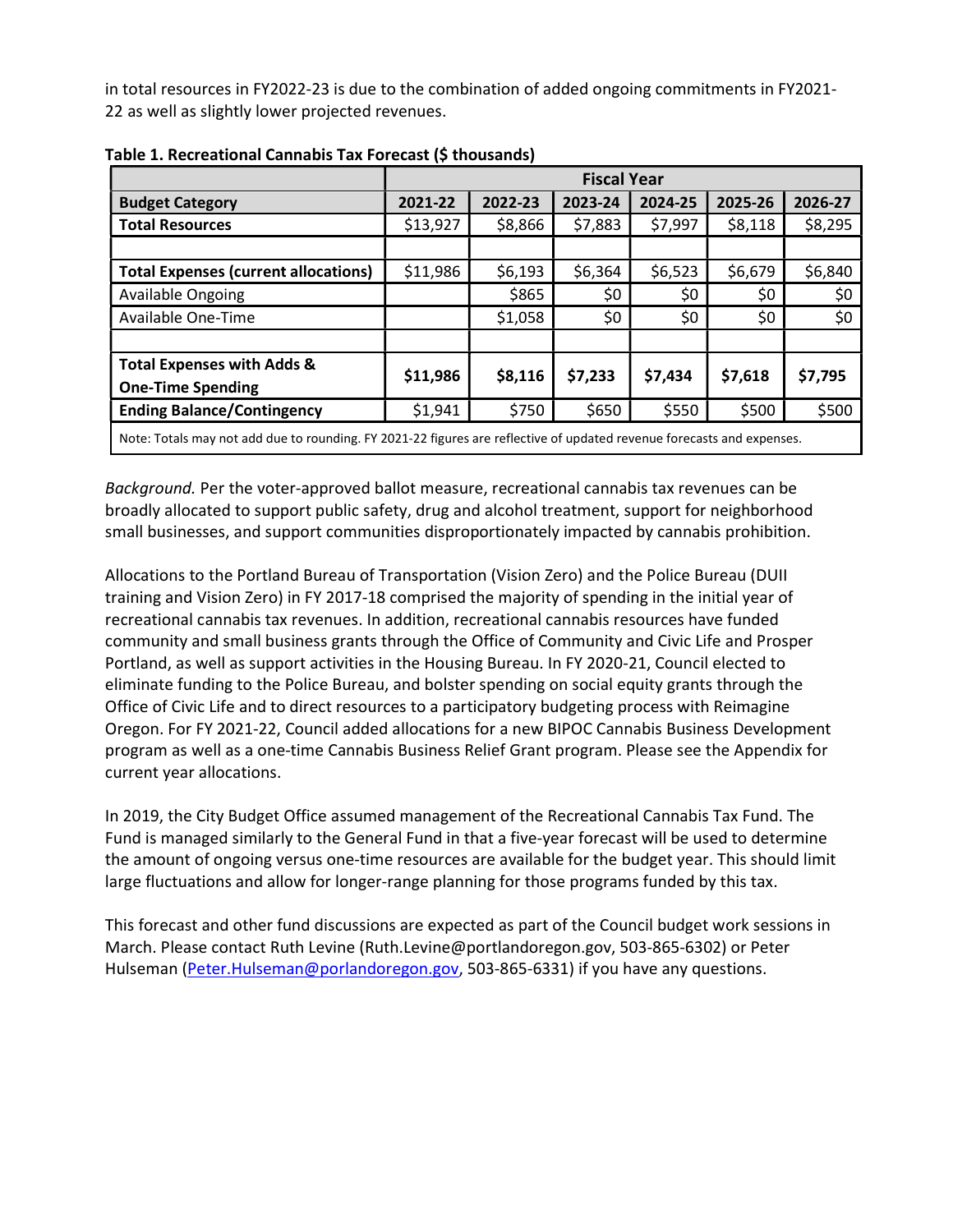in total resources in FY2022-23 is due to the combination of added ongoing commitments in FY2021-22 as well as slightly lower projected revenues.

**Table 1. Recreational Cannabis Tax Forecast ($ thousands)**

| | Fiscal Year | | | | | |
|---|---|---|---|---|---|---|
| **Budget Category** | **2021-22** | **2022-23** | **2023-24** | **2024-25** | **2025-26** | **2026-27** |
| **Total Resources** | $13,927 | $8,866 | $7,883 | $7,997 | $8,118 | $8,295 |
| | | | | | | |
| **Total Expenses (current allocations)** | $11,986 | $6,193 | $6,364 | $6,523 | $6,679 | $6,840 |
| Available Ongoing | | $865 | $0 | $0 | $0 | $0 |
| Available One-Time | | $1,058 | $0 | $0 | $0 | $0 |
| | | | | | | |
| **Total Expenses with Adds & One-Time Spending** | **$11,986** | **$8,116** | **$7,233** | **$7,434** | **$7,618** | **$7,795** |
| **Ending Balance/Contingency** | $1,941 | $750 | $650 | $550 | $500 | $500 |

Note: Totals may not add due to rounding. FY 2021-22 figures are reflective of updated revenue forecasts and expenses.

*Background.* Per the voter-approved ballot measure, recreational cannabis tax revenues can be broadly allocated to support public safety, drug and alcohol treatment, support for neighborhood small businesses, and support communities disproportionately impacted by cannabis prohibition.

Allocations to the Portland Bureau of Transportation (Vision Zero) and the Police Bureau (DUII training and Vision Zero) in FY 2017-18 comprised the majority of spending in the initial year of recreational cannabis tax revenues. In addition, recreational cannabis resources have funded community and small business grants through the Office of Community and Civic Life and Prosper Portland, as well as support activities in the Housing Bureau. In FY 2020-21, Council elected to eliminate funding to the Police Bureau, and bolster spending on social equity grants through the Office of Civic Life and to direct resources to a participatory budgeting process with Reimagine Oregon. For FY 2021-22, Council added allocations for a new BIPOC Cannabis Business Development program as well as a one-time Cannabis Business Relief Grant program. Please see the Appendix for current year allocations.

In 2019, the City Budget Office assumed management of the Recreational Cannabis Tax Fund. The Fund is managed similarly to the General Fund in that a five-year forecast will be used to determine the amount of ongoing versus one-time resources are available for the budget year. This should limit large fluctuations and allow for longer-range planning for those programs funded by this tax.

This forecast and other fund discussions are expected as part of the Council budget work sessions in March. Please contact Ruth Levine (Ruth.Levine@portlandoregon.gov, 503-865-6302) or Peter Hulseman (Peter.Hulseman@porlandoregon.gov, 503-865-6331) if you have any questions.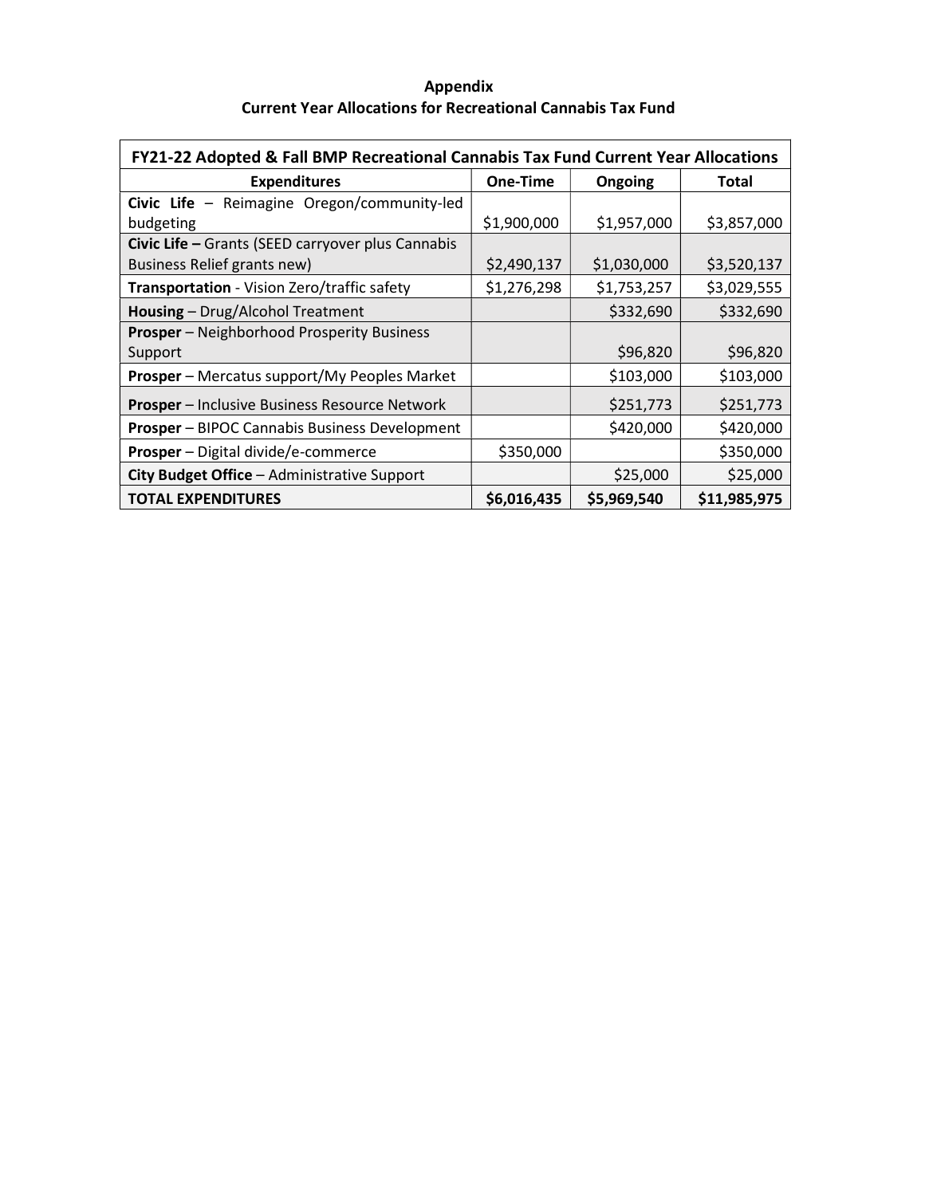**Appendix**
**Current Year Allocations for Recreational Cannabis Tax Fund**

| FY21-22 Adopted & Fall BMP Recreational Cannabis Tax Fund Current Year Allocations | | | |
|---|---|---|---|
| **Expenditures** | **One-Time** | **Ongoing** | **Total** |
| **Civic Life** – Reimagine Oregon/community-led budgeting | $1,900,000 | $1,957,000 | $3,857,000 |
| **Civic Life –** Grants (SEED carryover plus Cannabis Business Relief grants new) | $2,490,137 | $1,030,000 | $3,520,137 |
| **Transportation** - Vision Zero/traffic safety | $1,276,298 | $1,753,257 | $3,029,555 |
| **Housing** – Drug/Alcohol Treatment | | $332,690 | $332,690 |
| **Prosper** – Neighborhood Prosperity Business Support | | $96,820 | $96,820 |
| **Prosper** – Mercatus support/My Peoples Market | | $103,000 | $103,000 |
| **Prosper** – Inclusive Business Resource Network | | $251,773 | $251,773 |
| **Prosper** – BIPOC Cannabis Business Development | | $420,000 | $420,000 |
| **Prosper** – Digital divide/e-commerce | $350,000 | | $350,000 |
| **City Budget Office** – Administrative Support | | $25,000 | $25,000 |
| **TOTAL EXPENDITURES** | **$6,016,435** | **$5,969,540** | **$11,985,975** |